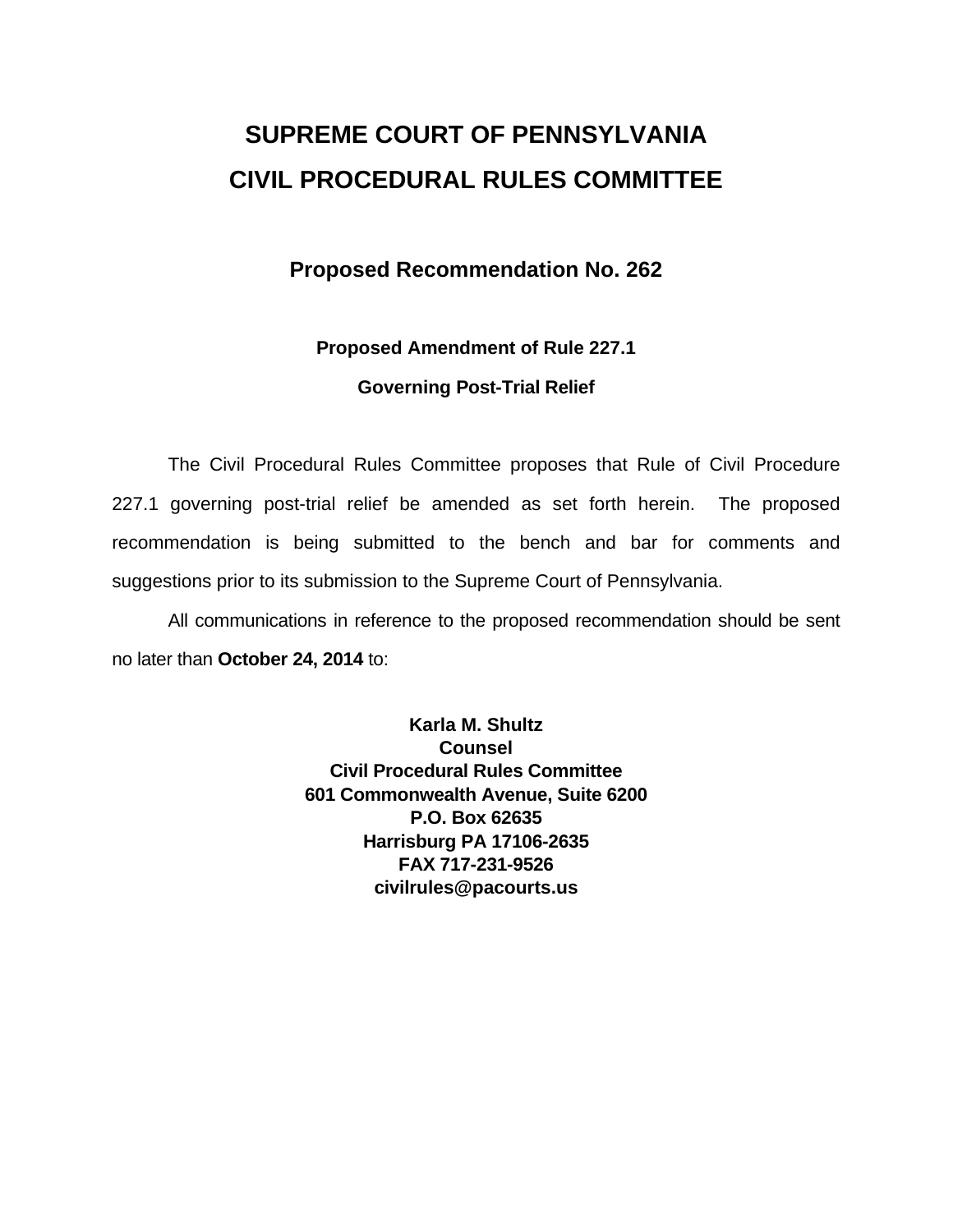# SUPREME COURT OF PENNSYLVANIA
# CIVIL PROCEDURAL RULES COMMITTEE

## Proposed Recommendation No. 262

### Proposed Amendment of Rule 227.1

### Governing Post-Trial Relief

The Civil Procedural Rules Committee proposes that Rule of Civil Procedure 227.1 governing post-trial relief be amended as set forth herein. The proposed recommendation is being submitted to the bench and bar for comments and suggestions prior to its submission to the Supreme Court of Pennsylvania.

All communications in reference to the proposed recommendation should be sent no later than **October 24, 2014** to:

**Karla M. Shultz**
**Counsel**
**Civil Procedural Rules Committee**
**601 Commonwealth Avenue, Suite 6200**
**P.O. Box 62635**
**Harrisburg PA 17106-2635**
**FAX 717-231-9526**
**civilrules@pacourts.us**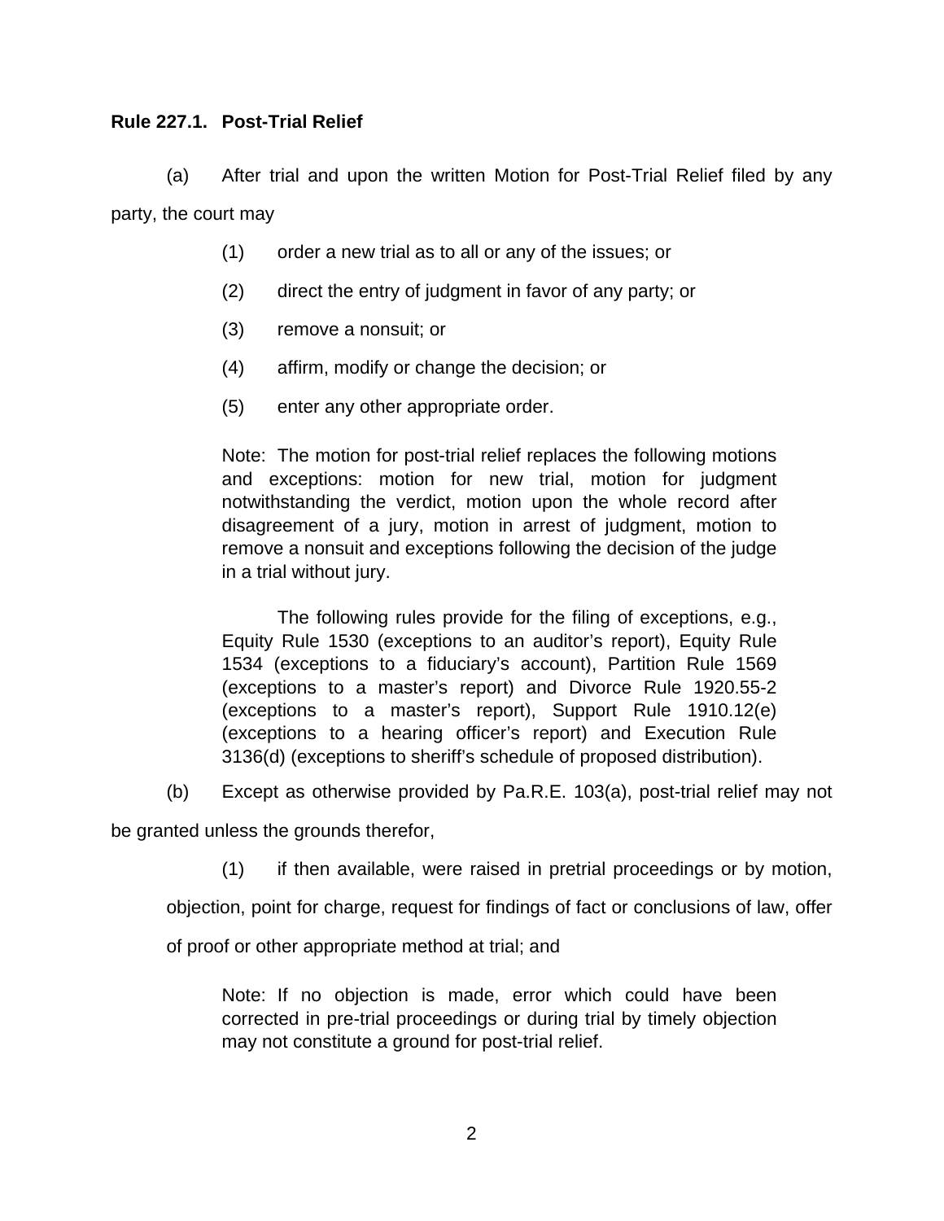**Rule 227.1. Post-Trial Relief**

(a) After trial and upon the written Motion for Post-Trial Relief filed by any party, the court may

(1) order a new trial as to all or any of the issues; or

(2) direct the entry of judgment in favor of any party; or

(3) remove a nonsuit; or

(4) affirm, modify or change the decision; or

(5) enter any other appropriate order.

Note: The motion for post-trial relief replaces the following motions and exceptions: motion for new trial, motion for judgment notwithstanding the verdict, motion upon the whole record after disagreement of a jury, motion in arrest of judgment, motion to remove a nonsuit and exceptions following the decision of the judge in a trial without jury.

The following rules provide for the filing of exceptions, e.g., Equity Rule 1530 (exceptions to an auditor's report), Equity Rule 1534 (exceptions to a fiduciary's account), Partition Rule 1569 (exceptions to a master's report) and Divorce Rule 1920.55-2 (exceptions to a master's report), Support Rule 1910.12(e) (exceptions to a hearing officer's report) and Execution Rule 3136(d) (exceptions to sheriff's schedule of proposed distribution).

(b) Except as otherwise provided by Pa.R.E. 103(a), post-trial relief may not be granted unless the grounds therefor,

(1) if then available, were raised in pretrial proceedings or by motion, objection, point for charge, request for findings of fact or conclusions of law, offer of proof or other appropriate method at trial; and

Note: If no objection is made, error which could have been corrected in pre-trial proceedings or during trial by timely objection may not constitute a ground for post-trial relief.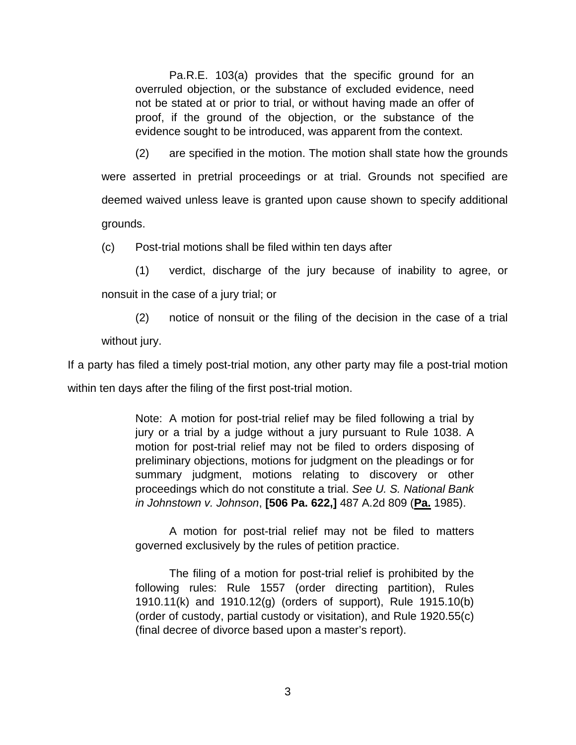Pa.R.E. 103(a) provides that the specific ground for an overruled objection, or the substance of excluded evidence, need not be stated at or prior to trial, or without having made an offer of proof, if the ground of the objection, or the substance of the evidence sought to be introduced, was apparent from the context.

(2) are specified in the motion. The motion shall state how the grounds were asserted in pretrial proceedings or at trial. Grounds not specified are deemed waived unless leave is granted upon cause shown to specify additional grounds.

(c) Post-trial motions shall be filed within ten days after

(1) verdict, discharge of the jury because of inability to agree, or nonsuit in the case of a jury trial; or

(2) notice of nonsuit or the filing of the decision in the case of a trial without jury.

If a party has filed a timely post-trial motion, any other party may file a post-trial motion within ten days after the filing of the first post-trial motion.

Note: A motion for post-trial relief may be filed following a trial by jury or a trial by a judge without a jury pursuant to Rule 1038. A motion for post-trial relief may not be filed to orders disposing of preliminary objections, motions for judgment on the pleadings or for summary judgment, motions relating to discovery or other proceedings which do not constitute a trial. *See U. S. National Bank in Johnstown v. Johnson*, **[506 Pa. 622,]** 487 A.2d 809 (**<u>Pa.</u>** 1985).

A motion for post-trial relief may not be filed to matters governed exclusively by the rules of petition practice.

The filing of a motion for post-trial relief is prohibited by the following rules: Rule 1557 (order directing partition), Rules 1910.11(k) and 1910.12(g) (orders of support), Rule 1915.10(b) (order of custody, partial custody or visitation), and Rule 1920.55(c) (final decree of divorce based upon a master's report).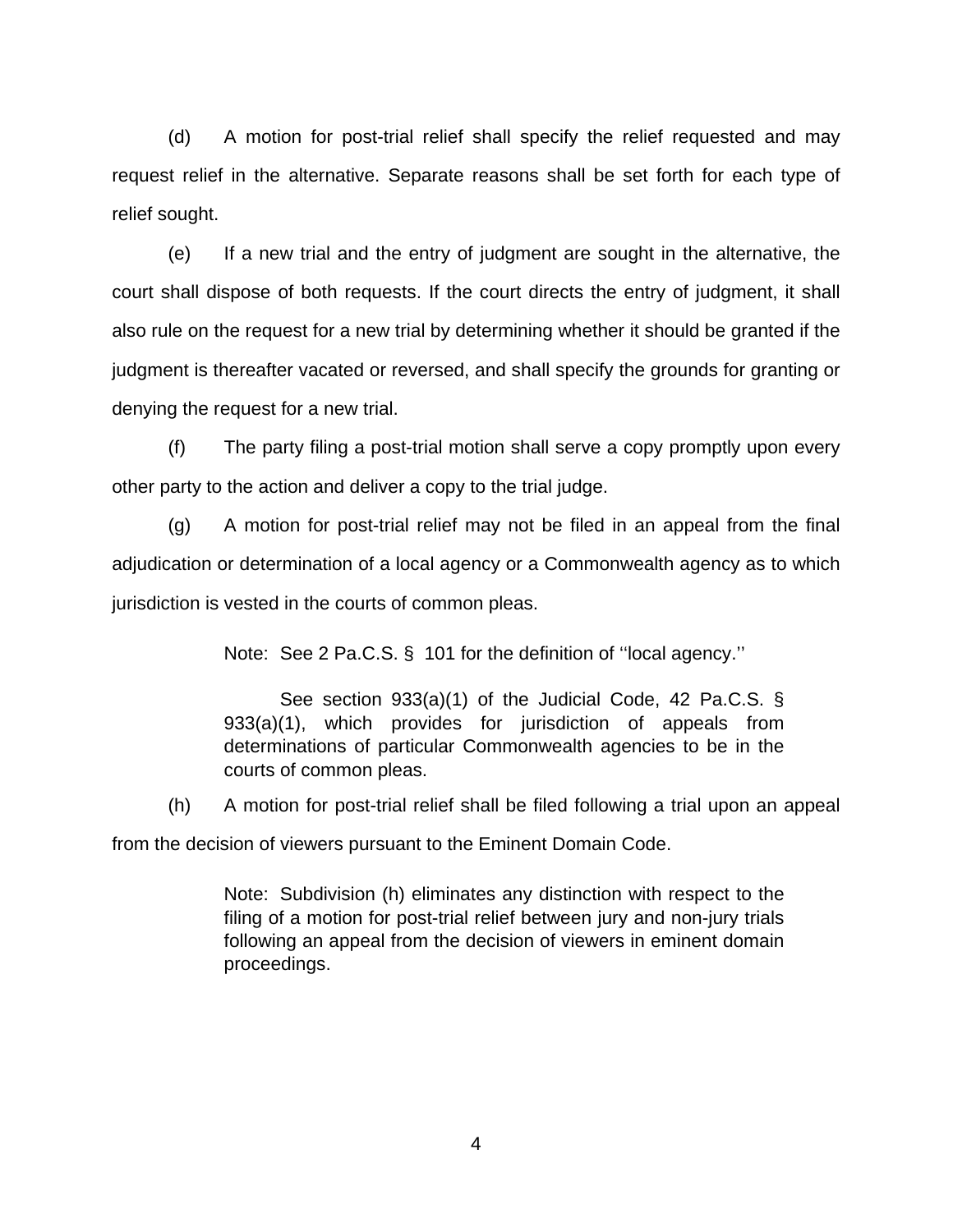(d) A motion for post-trial relief shall specify the relief requested and may request relief in the alternative. Separate reasons shall be set forth for each type of relief sought.

(e) If a new trial and the entry of judgment are sought in the alternative, the court shall dispose of both requests. If the court directs the entry of judgment, it shall also rule on the request for a new trial by determining whether it should be granted if the judgment is thereafter vacated or reversed, and shall specify the grounds for granting or denying the request for a new trial.

(f) The party filing a post-trial motion shall serve a copy promptly upon every other party to the action and deliver a copy to the trial judge.

(g) A motion for post-trial relief may not be filed in an appeal from the final adjudication or determination of a local agency or a Commonwealth agency as to which jurisdiction is vested in the courts of common pleas.

> Note: See 2 Pa.C.S. § 101 for the definition of ''local agency.''
>
> See section 933(a)(1) of the Judicial Code, 42 Pa.C.S. § 933(a)(1), which provides for jurisdiction of appeals from determinations of particular Commonwealth agencies to be in the courts of common pleas.

(h) A motion for post-trial relief shall be filed following a trial upon an appeal from the decision of viewers pursuant to the Eminent Domain Code.

> Note: Subdivision (h) eliminates any distinction with respect to the filing of a motion for post-trial relief between jury and non-jury trials following an appeal from the decision of viewers in eminent domain proceedings.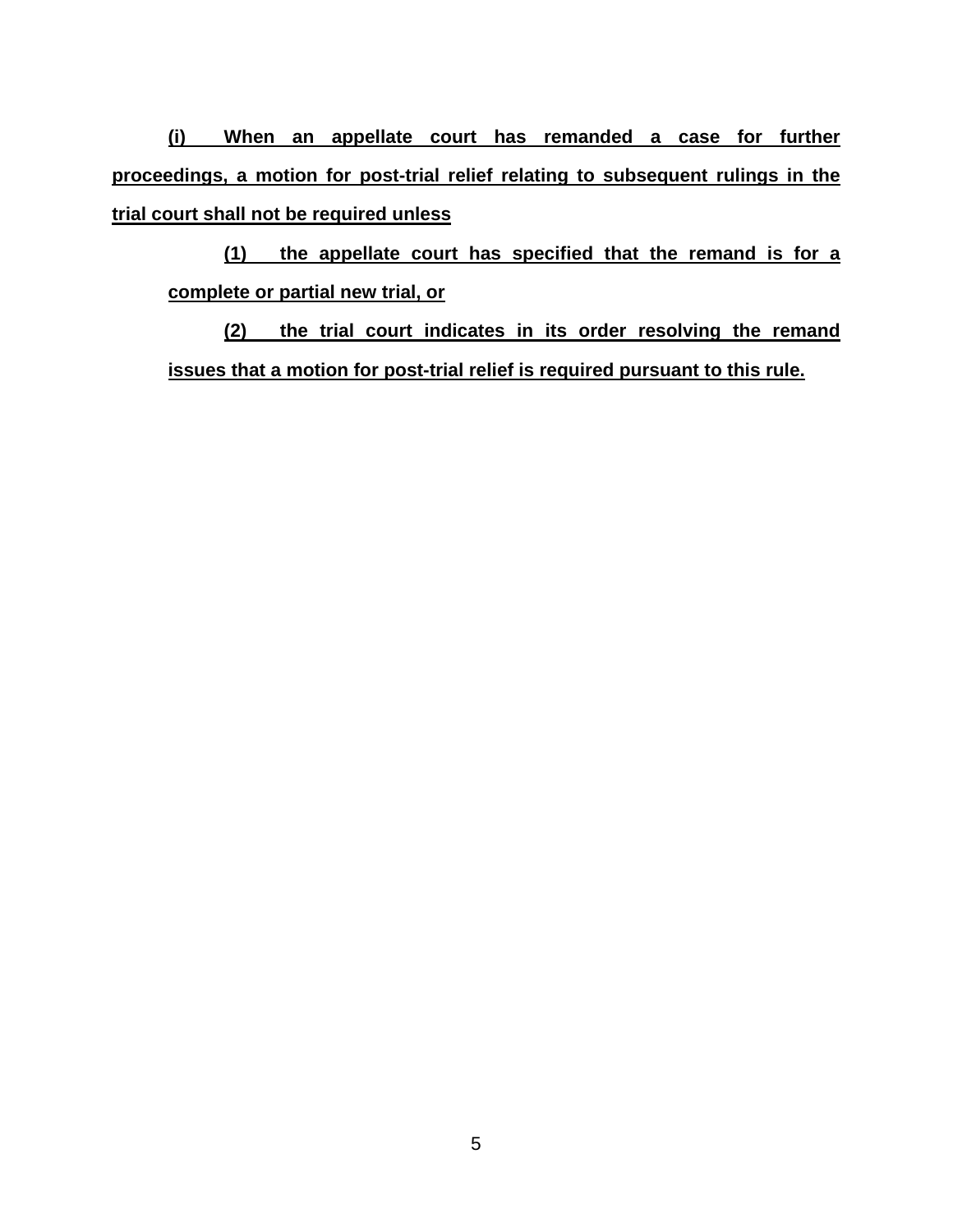**(i) When an appellate court has remanded a case for further proceedings, a motion for post-trial relief relating to subsequent rulings in the trial court shall not be required unless**

**(1) the appellate court has specified that the remand is for a complete or partial new trial, or**

**(2) the trial court indicates in its order resolving the remand issues that a motion for post-trial relief is required pursuant to this rule.**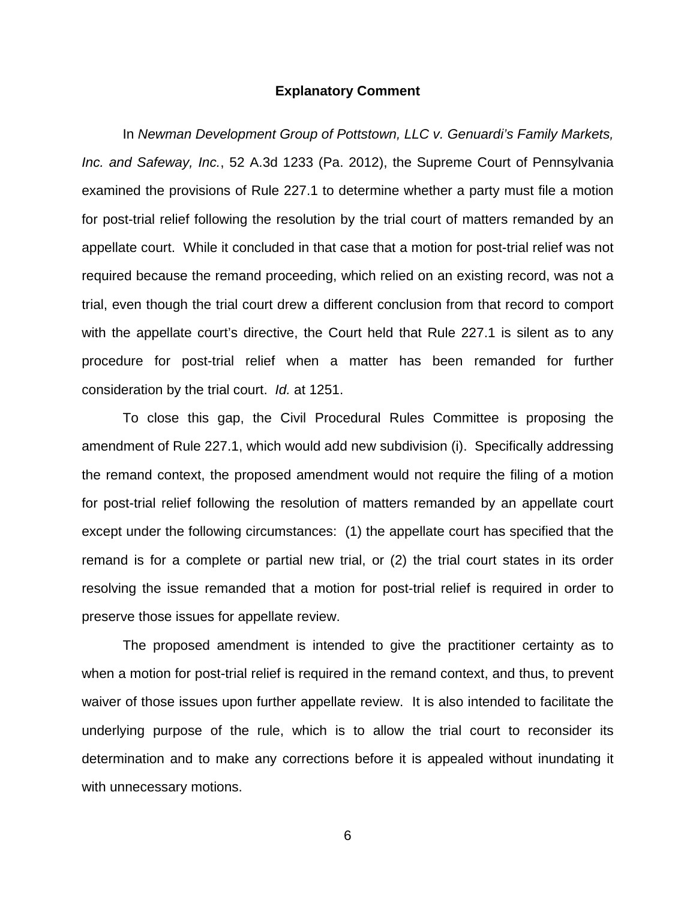## Explanatory Comment

In *Newman Development Group of Pottstown, LLC v. Genuardi's Family Markets, Inc. and Safeway, Inc.*, 52 A.3d 1233 (Pa. 2012), the Supreme Court of Pennsylvania examined the provisions of Rule 227.1 to determine whether a party must file a motion for post-trial relief following the resolution by the trial court of matters remanded by an appellate court. While it concluded in that case that a motion for post-trial relief was not required because the remand proceeding, which relied on an existing record, was not a trial, even though the trial court drew a different conclusion from that record to comport with the appellate court's directive, the Court held that Rule 227.1 is silent as to any procedure for post-trial relief when a matter has been remanded for further consideration by the trial court. *Id.* at 1251.

To close this gap, the Civil Procedural Rules Committee is proposing the amendment of Rule 227.1, which would add new subdivision (i). Specifically addressing the remand context, the proposed amendment would not require the filing of a motion for post-trial relief following the resolution of matters remanded by an appellate court except under the following circumstances: (1) the appellate court has specified that the remand is for a complete or partial new trial, or (2) the trial court states in its order resolving the issue remanded that a motion for post-trial relief is required in order to preserve those issues for appellate review.

The proposed amendment is intended to give the practitioner certainty as to when a motion for post-trial relief is required in the remand context, and thus, to prevent waiver of those issues upon further appellate review. It is also intended to facilitate the underlying purpose of the rule, which is to allow the trial court to reconsider its determination and to make any corrections before it is appealed without inundating it with unnecessary motions.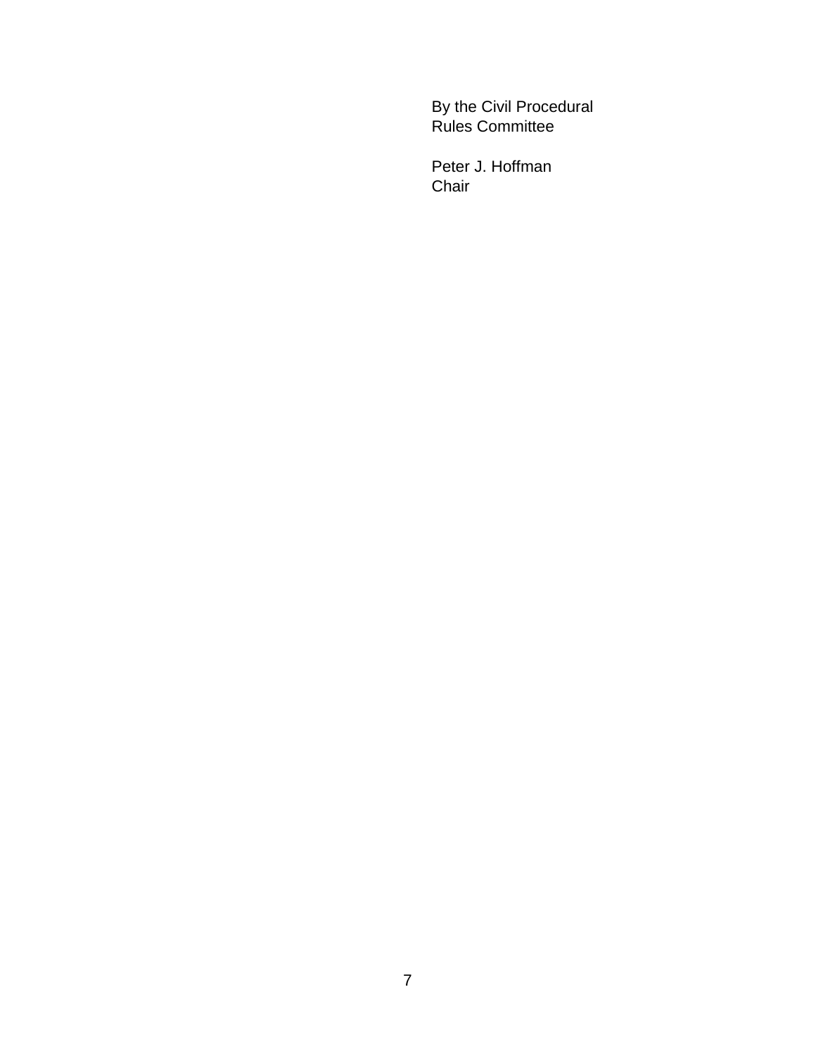By the Civil Procedural
Rules Committee

Peter J. Hoffman
Chair